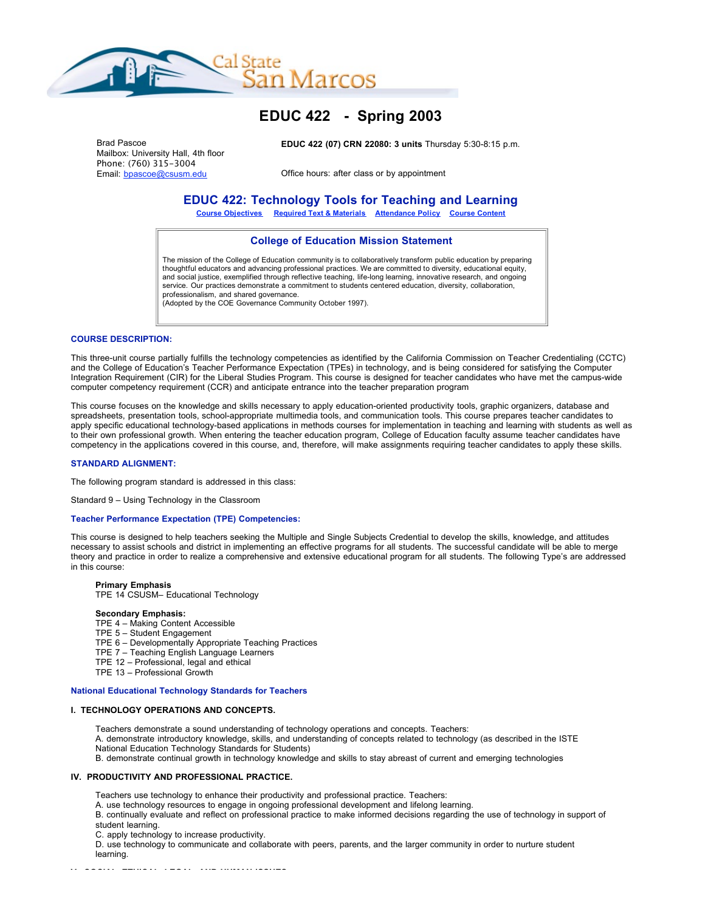# EDUC 422 - Spring 2003

Brad Pascoe
Mailbox: University Hall, 4th floor
Phone: (760) 315-3004
Email: bpascoe@csusm.edu

**EDUC 422 (07) CRN 22080: 3 units** Thursday 5:30-8:15 p.m.

Office hours: after class or by appointment

## EDUC 422: Technology Tools for Teaching and Learning

Course Objectives | Required Text & Materials | Attendance Policy | Course Content

### College of Education Mission Statement

The mission of the College of Education community is to collaboratively transform public education by preparing thoughtful educators and advancing professional practices. We are committed to diversity, educational equity, and social justice, exemplified through reflective teaching, life-long learning, innovative research, and ongoing service. Our practices demonstrate a commitment to students centered education, diversity, collaboration, professionalism, and shared governance.
(Adopted by the COE Governance Community October 1997).

### COURSE DESCRIPTION:

This three-unit course partially fulfills the technology competencies as identified by the California Commission on Teacher Credentialing (CCTC) and the College of Education's Teacher Performance Expectation (TPEs) in technology, and is being considered for satisfying the Computer Integration Requirement (CIR) for the Liberal Studies Program. This course is designed for teacher candidates who have met the campus-wide computer competency requirement (CCR) and anticipate entrance into the teacher preparation program

This course focuses on the knowledge and skills necessary to apply education-oriented productivity tools, graphic organizers, database and spreadsheets, presentation tools, school-appropriate multimedia tools, and communication tools. This course prepares teacher candidates to apply specific educational technology-based applications in methods courses for implementation in teaching and learning with students as well as to their own professional growth. When entering the teacher education program, College of Education faculty assume teacher candidates have competency in the applications covered in this course, and, therefore, will make assignments requiring teacher candidates to apply these skills.

### STANDARD ALIGNMENT:

The following program standard is addressed in this class:

Standard 9 – Using Technology in the Classroom

### Teacher Performance Expectation (TPE) Competencies:

This course is designed to help teachers seeking the Multiple and Single Subjects Credential to develop the skills, knowledge, and attitudes necessary to assist schools and district in implementing an effective programs for all students. The successful candidate will be able to merge theory and practice in order to realize a comprehensive and extensive educational program for all students. The following Type's are addressed in this course:

**Primary Emphasis**
TPE 14 CSUSM– Educational Technology

**Secondary Emphasis:**
TPE 4 – Making Content Accessible
TPE 5 – Student Engagement
TPE 6 – Developmentally Appropriate Teaching Practices
TPE 7 – Teaching English Language Learners
TPE 12 – Professional, legal and ethical
TPE 13 – Professional Growth

### National Educational Technology Standards for Teachers

#### I. TECHNOLOGY OPERATIONS AND CONCEPTS.

Teachers demonstrate a sound understanding of technology operations and concepts. Teachers:
A. demonstrate introductory knowledge, skills, and understanding of concepts related to technology (as described in the ISTE National Education Technology Standards for Students)
B. demonstrate continual growth in technology knowledge and skills to stay abreast of current and emerging technologies

#### IV. PRODUCTIVITY AND PROFESSIONAL PRACTICE.

Teachers use technology to enhance their productivity and professional practice. Teachers:
A. use technology resources to engage in ongoing professional development and lifelong learning.
B. continually evaluate and reflect on professional practice to make informed decisions regarding the use of technology in support of student learning.
C. apply technology to increase productivity.
D. use technology to communicate and collaborate with peers, parents, and the larger community in order to nurture student learning.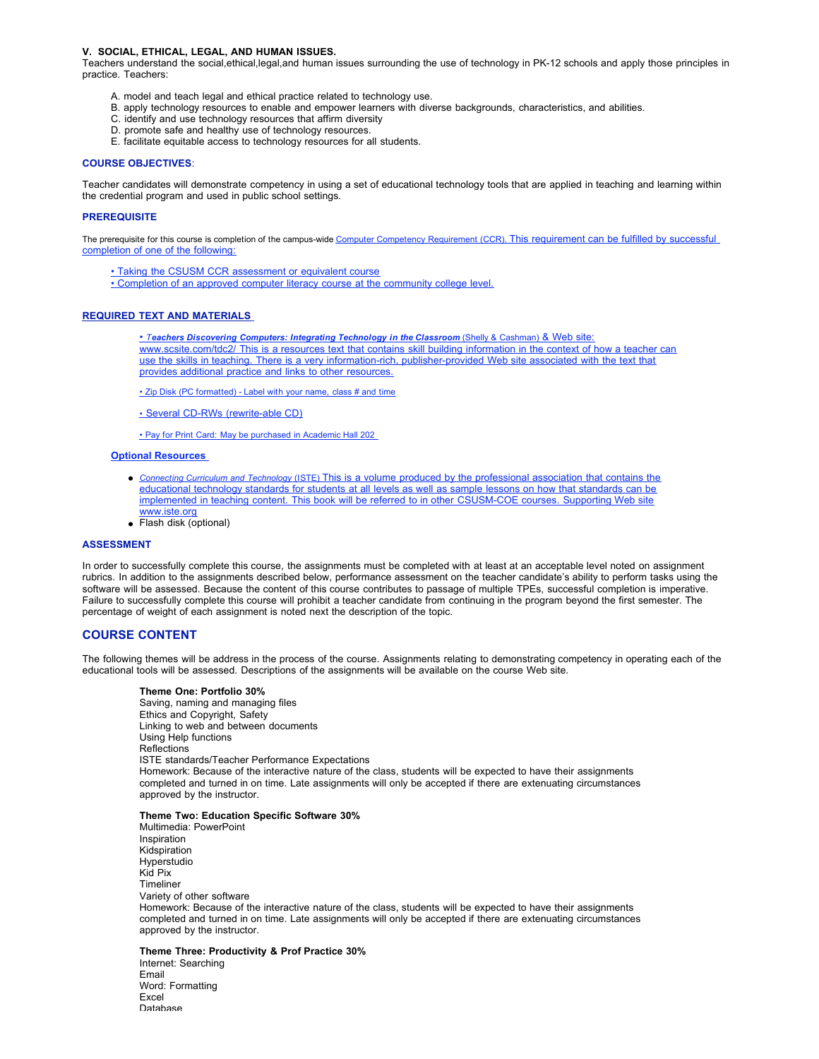**V. SOCIAL, ETHICAL, LEGAL, AND HUMAN ISSUES.**
Teachers understand the social,ethical,legal,and human issues surrounding the use of technology in PK-12 schools and apply those principles in practice. Teachers:

A. model and teach legal and ethical practice related to technology use.
B. apply technology resources to enable and empower learners with diverse backgrounds, characteristics, and abilities.
C. identify and use technology resources that affirm diversity
D. promote safe and healthy use of technology resources.
E. facilitate equitable access to technology resources for all students.

### COURSE OBJECTIVES:

Teacher candidates will demonstrate competency in using a set of educational technology tools that are applied in teaching and learning within the credential program and used in public school settings.

### PREREQUISITE

The prerequisite for this course is completion of the campus-wide Computer Competency Requirement (CCR). This requirement can be fulfilled by successful completion of one of the following:

• Taking the CSUSM CCR assessment or equivalent course
• Completion of an approved computer literacy course at the community college level.

### REQUIRED TEXT AND MATERIALS

• ***Teachers Discovering Computers: Integrating Technology in the Classroom*** (Shelly & Cashman) & Web site: www.scsite.com/tdc2/ This is a resources text that contains skill building information in the context of how a teacher can use the skills in teaching. There is a very information-rich, publisher-provided Web site associated with the text that provides additional practice and links to other resources.

• Zip Disk (PC formatted) - Label with your name, class # and time

• Several CD-RWs (rewrite-able CD)

• Pay for Print Card: May be purchased in Academic Hall 202

### Optional Resources

- *Connecting Curriculum and Technology* (ISTE) This is a volume produced by the professional association that contains the educational technology standards for students at all levels as well as sample lessons on how that standards can be implemented in teaching content. This book will be referred to in other CSUSM-COE courses. Supporting Web site www.iste.org
- Flash disk (optional)

### ASSESSMENT

In order to successfully complete this course, the assignments must be completed with at least at an acceptable level noted on assignment rubrics. In addition to the assignments described below, performance assessment on the teacher candidate's ability to perform tasks using the software will be assessed. Because the content of this course contributes to passage of multiple TPEs, successful completion is imperative. Failure to successfully complete this course will prohibit a teacher candidate from continuing in the program beyond the first semester. The percentage of weight of each assignment is noted next the description of the topic.

## COURSE CONTENT

The following themes will be address in the process of the course. Assignments relating to demonstrating competency in operating each of the educational tools will be assessed. Descriptions of the assignments will be available on the course Web site.

**Theme One: Portfolio 30%**
Saving, naming and managing files
Ethics and Copyright, Safety
Linking to web and between documents
Using Help functions
Reflections
ISTE standards/Teacher Performance Expectations
Homework: Because of the interactive nature of the class, students will be expected to have their assignments completed and turned in on time. Late assignments will only be accepted if there are extenuating circumstances approved by the instructor.

**Theme Two: Education Specific Software 30%**
Multimedia: PowerPoint
Inspiration
Kidspiration
Hyperstudio
Kid Pix
Timeliner
Variety of other software
Homework: Because of the interactive nature of the class, students will be expected to have their assignments completed and turned in on time. Late assignments will only be accepted if there are extenuating circumstances approved by the instructor.

**Theme Three: Productivity & Prof Practice 30%**
Internet: Searching
Email
Word: Formatting
Excel
Database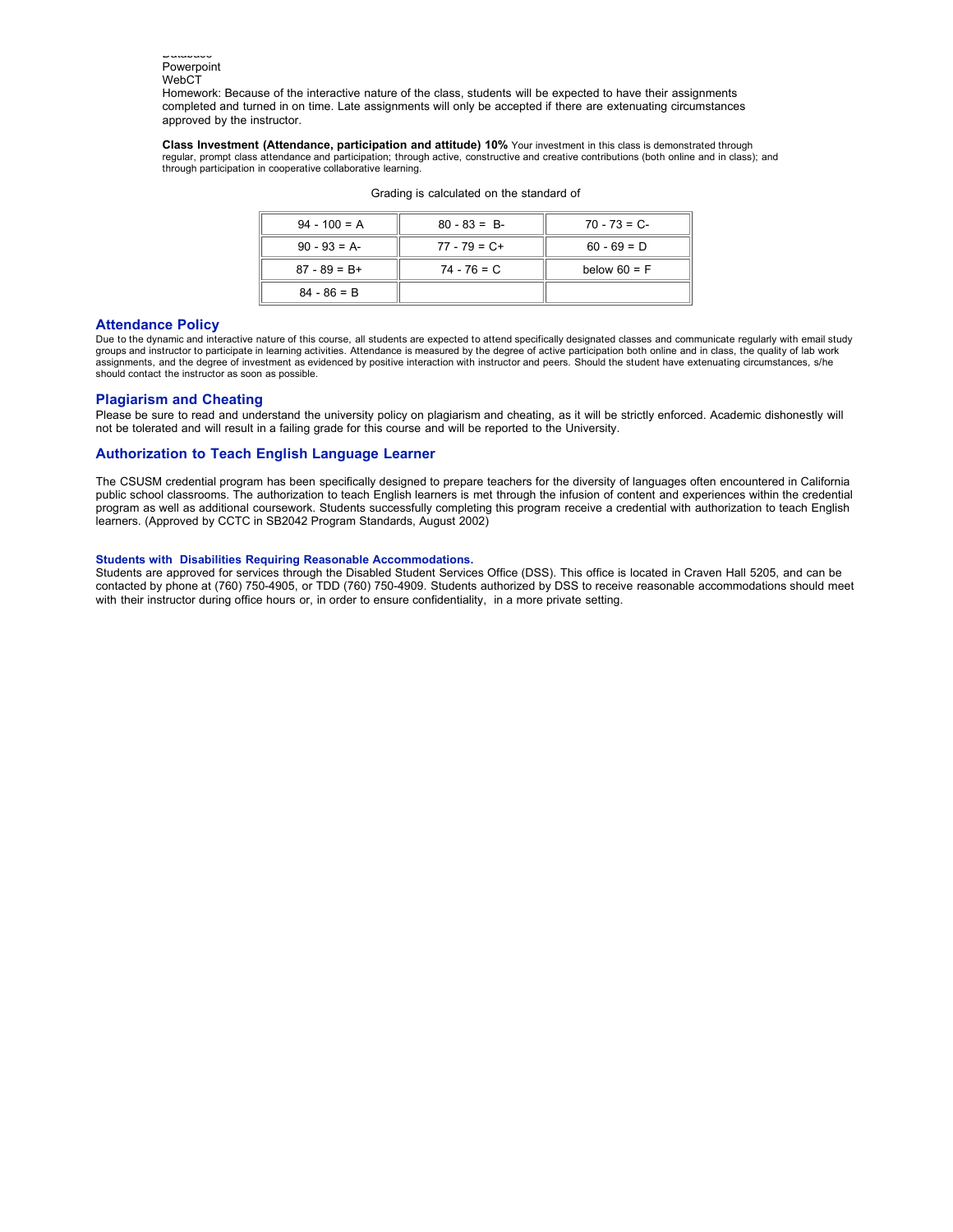Database
Powerpoint
WebCT
Homework: Because of the interactive nature of the class, students will be expected to have their assignments completed and turned in on time. Late assignments will only be accepted if there are extenuating circumstances approved by the instructor.

**Class Investment (Attendance, participation and attitude) 10%** Your investment in this class is demonstrated through regular, prompt class attendance and participation; through active, constructive and creative contributions (both online and in class); and through participation in cooperative collaborative learning.

Grading is calculated on the standard of

| | | |
|---|---|---|
| 94 - 100 = A | 80 - 83 = B- | 70 - 73 = C- |
| 90 - 93 = A- | 77 - 79 = C+ | 60 - 69 = D |
| 87 - 89 = B+ | 74 - 76 = C | below 60 = F |
| 84 - 86 = B | | |

## Attendance Policy

Due to the dynamic and interactive nature of this course, all students are expected to attend specifically designated classes and communicate regularly with email study groups and instructor to participate in learning activities. Attendance is measured by the degree of active participation both online and in class, the quality of lab work assignments, and the degree of investment as evidenced by positive interaction with instructor and peers. Should the student have extenuating circumstances, s/he should contact the instructor as soon as possible.

## Plagiarism and Cheating

Please be sure to read and understand the university policy on plagiarism and cheating, as it will be strictly enforced. Academic dishonestly will not be tolerated and will result in a failing grade for this course and will be reported to the University.

## Authorization to Teach English Language Learner

The CSUSM credential program has been specifically designed to prepare teachers for the diversity of languages often encountered in California public school classrooms. The authorization to teach English learners is met through the infusion of content and experiences within the credential program as well as additional coursework. Students successfully completing this program receive a credential with authorization to teach English learners. (Approved by CCTC in SB2042 Program Standards, August 2002)

### Students with Disabilities Requiring Reasonable Accommodations.

Students are approved for services through the Disabled Student Services Office (DSS). This office is located in Craven Hall 5205, and can be contacted by phone at (760) 750-4905, or TDD (760) 750-4909. Students authorized by DSS to receive reasonable accommodations should meet with their instructor during office hours or, in order to ensure confidentiality, in a more private setting.